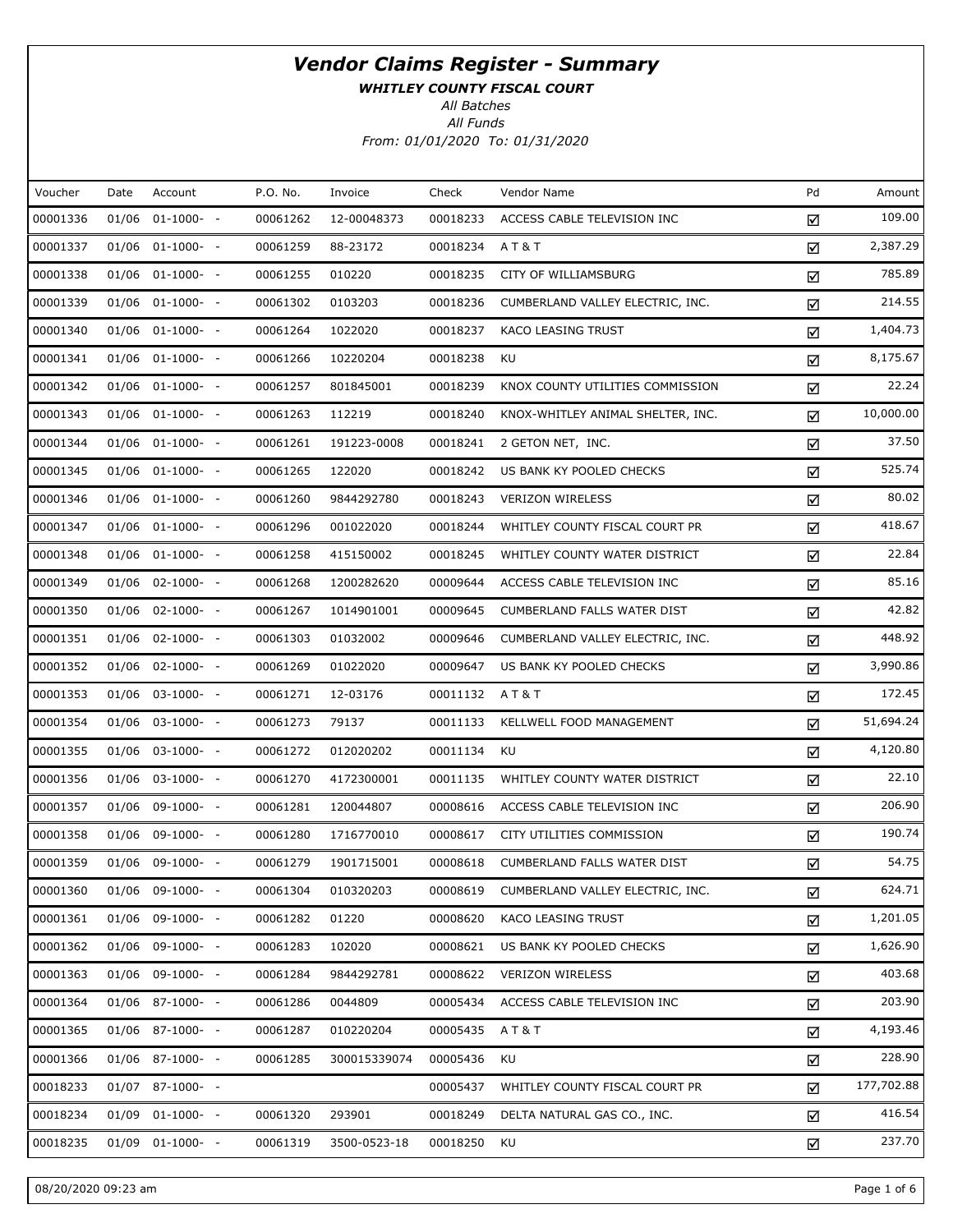# *Vendor Claims Register - Summary*

***WHITLEY COUNTY FISCAL COURT***

*All Batches*

*All Funds*

*From: 01/01/2020 To: 01/31/2020*

| Voucher | Date | Account | P.O. No. | Invoice | Check | Vendor Name | Pd | Amount |
|---|---|---|---|---|---|---|---|---|
| 00001336 | 01/06 | 01-1000- - | 00061262 | 12-00048373 | 00018233 | ACCESS CABLE TELEVISION INC | ☑ | 109.00 |
| 00001337 | 01/06 | 01-1000- - | 00061259 | 88-23172 | 00018234 | A T & T | ☑ | 2,387.29 |
| 00001338 | 01/06 | 01-1000- - | 00061255 | 010220 | 00018235 | CITY OF WILLIAMSBURG | ☑ | 785.89 |
| 00001339 | 01/06 | 01-1000- - | 00061302 | 0103203 | 00018236 | CUMBERLAND VALLEY ELECTRIC, INC. | ☑ | 214.55 |
| 00001340 | 01/06 | 01-1000- - | 00061264 | 1022020 | 00018237 | KACO LEASING TRUST | ☑ | 1,404.73 |
| 00001341 | 01/06 | 01-1000- - | 00061266 | 10220204 | 00018238 | KU | ☑ | 8,175.67 |
| 00001342 | 01/06 | 01-1000- - | 00061257 | 801845001 | 00018239 | KNOX COUNTY UTILITIES COMMISSION | ☑ | 22.24 |
| 00001343 | 01/06 | 01-1000- - | 00061263 | 112219 | 00018240 | KNOX-WHITLEY ANIMAL SHELTER, INC. | ☑ | 10,000.00 |
| 00001344 | 01/06 | 01-1000- - | 00061261 | 191223-0008 | 00018241 | 2 GETON NET, INC. | ☑ | 37.50 |
| 00001345 | 01/06 | 01-1000- - | 00061265 | 122020 | 00018242 | US BANK KY POOLED CHECKS | ☑ | 525.74 |
| 00001346 | 01/06 | 01-1000- - | 00061260 | 9844292780 | 00018243 | VERIZON WIRELESS | ☑ | 80.02 |
| 00001347 | 01/06 | 01-1000- - | 00061296 | 001022020 | 00018244 | WHITLEY COUNTY FISCAL COURT PR | ☑ | 418.67 |
| 00001348 | 01/06 | 01-1000- - | 00061258 | 415150002 | 00018245 | WHITLEY COUNTY WATER DISTRICT | ☑ | 22.84 |
| 00001349 | 01/06 | 02-1000- - | 00061268 | 1200282620 | 00009644 | ACCESS CABLE TELEVISION INC | ☑ | 85.16 |
| 00001350 | 01/06 | 02-1000- - | 00061267 | 1014901001 | 00009645 | CUMBERLAND FALLS WATER DIST | ☑ | 42.82 |
| 00001351 | 01/06 | 02-1000- - | 00061303 | 01032002 | 00009646 | CUMBERLAND VALLEY ELECTRIC, INC. | ☑ | 448.92 |
| 00001352 | 01/06 | 02-1000- - | 00061269 | 01022020 | 00009647 | US BANK KY POOLED CHECKS | ☑ | 3,990.86 |
| 00001353 | 01/06 | 03-1000- - | 00061271 | 12-03176 | 00011132 | A T & T | ☑ | 172.45 |
| 00001354 | 01/06 | 03-1000- - | 00061273 | 79137 | 00011133 | KELLWELL FOOD MANAGEMENT | ☑ | 51,694.24 |
| 00001355 | 01/06 | 03-1000- - | 00061272 | 012020202 | 00011134 | KU | ☑ | 4,120.80 |
| 00001356 | 01/06 | 03-1000- - | 00061270 | 4172300001 | 00011135 | WHITLEY COUNTY WATER DISTRICT | ☑ | 22.10 |
| 00001357 | 01/06 | 09-1000- - | 00061281 | 120044807 | 00008616 | ACCESS CABLE TELEVISION INC | ☑ | 206.90 |
| 00001358 | 01/06 | 09-1000- - | 00061280 | 1716770010 | 00008617 | CITY UTILITIES COMMISSION | ☑ | 190.74 |
| 00001359 | 01/06 | 09-1000- - | 00061279 | 1901715001 | 00008618 | CUMBERLAND FALLS WATER DIST | ☑ | 54.75 |
| 00001360 | 01/06 | 09-1000- - | 00061304 | 010320203 | 00008619 | CUMBERLAND VALLEY ELECTRIC, INC. | ☑ | 624.71 |
| 00001361 | 01/06 | 09-1000- - | 00061282 | 01220 | 00008620 | KACO LEASING TRUST | ☑ | 1,201.05 |
| 00001362 | 01/06 | 09-1000- - | 00061283 | 102020 | 00008621 | US BANK KY POOLED CHECKS | ☑ | 1,626.90 |
| 00001363 | 01/06 | 09-1000- - | 00061284 | 9844292781 | 00008622 | VERIZON WIRELESS | ☑ | 403.68 |
| 00001364 | 01/06 | 87-1000- - | 00061286 | 0044809 | 00005434 | ACCESS CABLE TELEVISION INC | ☑ | 203.90 |
| 00001365 | 01/06 | 87-1000- - | 00061287 | 010220204 | 00005435 | A T & T | ☑ | 4,193.46 |
| 00001366 | 01/06 | 87-1000- - | 00061285 | 300015339074 | 00005436 | KU | ☑ | 228.90 |
| 00018233 | 01/07 | 87-1000- - | | | 00005437 | WHITLEY COUNTY FISCAL COURT PR | ☑ | 177,702.88 |
| 00018234 | 01/09 | 01-1000- - | 00061320 | 293901 | 00018249 | DELTA NATURAL GAS CO., INC. | ☑ | 416.54 |
| 00018235 | 01/09 | 01-1000- - | 00061319 | 3500-0523-18 | 00018250 | KU | ☑ | 237.70 |

08/20/2020 09:23 am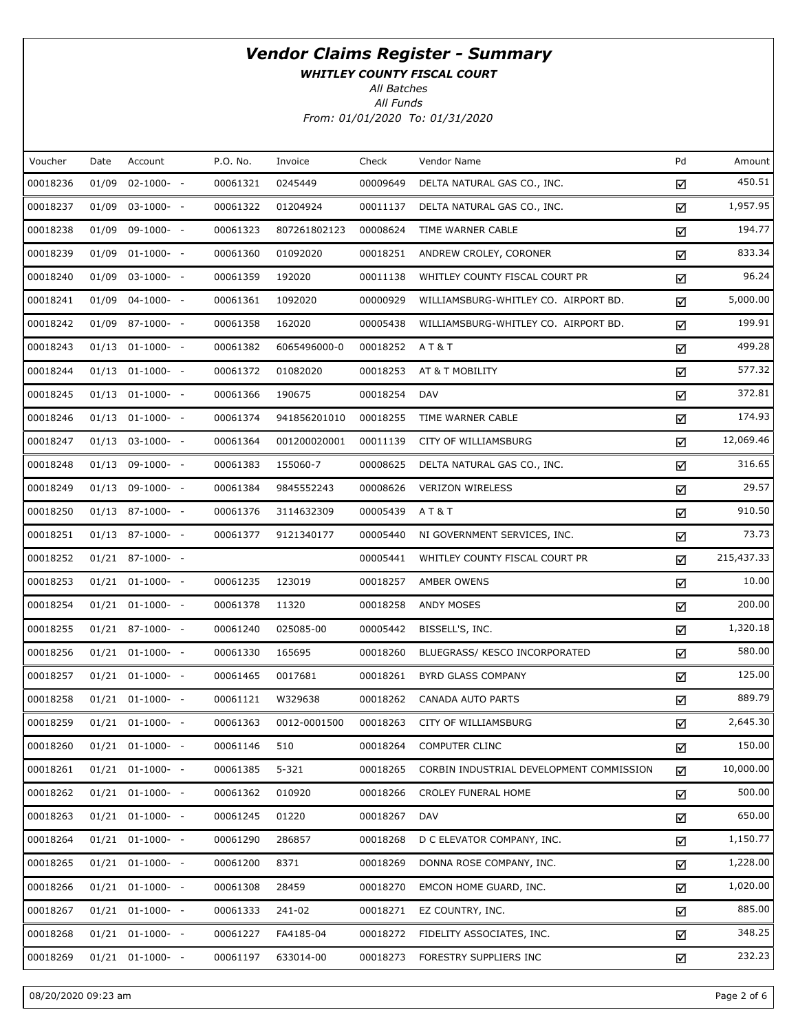# Vendor Claims Register - Summary

***WHITLEY COUNTY FISCAL COURT***

*All Batches*

*All Funds*

*From: 01/01/2020 To: 01/31/2020*

| Voucher | Date | Account | P.O. No. | Invoice | Check | Vendor Name | Pd | Amount |
|---|---|---|---|---|---|---|---|---|
| 00018236 | 01/09 | 02-1000- - | 00061321 | 0245449 | 00009649 | DELTA NATURAL GAS CO., INC. | ☑ | 450.51 |
| 00018237 | 01/09 | 03-1000- - | 00061322 | 01204924 | 00011137 | DELTA NATURAL GAS CO., INC. | ☑ | 1,957.95 |
| 00018238 | 01/09 | 09-1000- - | 00061323 | 807261802123 | 00008624 | TIME WARNER CABLE | ☑ | 194.77 |
| 00018239 | 01/09 | 01-1000- - | 00061360 | 01092020 | 00018251 | ANDREW CROLEY, CORONER | ☑ | 833.34 |
| 00018240 | 01/09 | 03-1000- - | 00061359 | 192020 | 00011138 | WHITLEY COUNTY FISCAL COURT PR | ☑ | 96.24 |
| 00018241 | 01/09 | 04-1000- - | 00061361 | 1092020 | 00000929 | WILLIAMSBURG-WHITLEY CO. AIRPORT BD. | ☑ | 5,000.00 |
| 00018242 | 01/09 | 87-1000- - | 00061358 | 162020 | 00005438 | WILLIAMSBURG-WHITLEY CO. AIRPORT BD. | ☑ | 199.91 |
| 00018243 | 01/13 | 01-1000- - | 00061382 | 6065496000-0 | 00018252 | A T & T | ☑ | 499.28 |
| 00018244 | 01/13 | 01-1000- - | 00061372 | 01082020 | 00018253 | AT & T MOBILITY | ☑ | 577.32 |
| 00018245 | 01/13 | 01-1000- - | 00061366 | 190675 | 00018254 | DAV | ☑ | 372.81 |
| 00018246 | 01/13 | 01-1000- - | 00061374 | 941856201010 | 00018255 | TIME WARNER CABLE | ☑ | 174.93 |
| 00018247 | 01/13 | 03-1000- - | 00061364 | 001200020001 | 00011139 | CITY OF WILLIAMSBURG | ☑ | 12,069.46 |
| 00018248 | 01/13 | 09-1000- - | 00061383 | 155060-7 | 00008625 | DELTA NATURAL GAS CO., INC. | ☑ | 316.65 |
| 00018249 | 01/13 | 09-1000- - | 00061384 | 9845552243 | 00008626 | VERIZON WIRELESS | ☑ | 29.57 |
| 00018250 | 01/13 | 87-1000- - | 00061376 | 3114632309 | 00005439 | A T & T | ☑ | 910.50 |
| 00018251 | 01/13 | 87-1000- - | 00061377 | 9121340177 | 00005440 | NI GOVERNMENT SERVICES, INC. | ☑ | 73.73 |
| 00018252 | 01/21 | 87-1000- - | | | 00005441 | WHITLEY COUNTY FISCAL COURT PR | ☑ | 215,437.33 |
| 00018253 | 01/21 | 01-1000- - | 00061235 | 123019 | 00018257 | AMBER OWENS | ☑ | 10.00 |
| 00018254 | 01/21 | 01-1000- - | 00061378 | 11320 | 00018258 | ANDY MOSES | ☑ | 200.00 |
| 00018255 | 01/21 | 87-1000- - | 00061240 | 025085-00 | 00005442 | BISSELL'S, INC. | ☑ | 1,320.18 |
| 00018256 | 01/21 | 01-1000- - | 00061330 | 165695 | 00018260 | BLUEGRASS/ KESCO INCORPORATED | ☑ | 580.00 |
| 00018257 | 01/21 | 01-1000- - | 00061465 | 0017681 | 00018261 | BYRD GLASS COMPANY | ☑ | 125.00 |
| 00018258 | 01/21 | 01-1000- - | 00061121 | W329638 | 00018262 | CANADA AUTO PARTS | ☑ | 889.79 |
| 00018259 | 01/21 | 01-1000- - | 00061363 | 0012-0001500 | 00018263 | CITY OF WILLIAMSBURG | ☑ | 2,645.30 |
| 00018260 | 01/21 | 01-1000- - | 00061146 | 510 | 00018264 | COMPUTER CLINC | ☑ | 150.00 |
| 00018261 | 01/21 | 01-1000- - | 00061385 | 5-321 | 00018265 | CORBIN INDUSTRIAL DEVELOPMENT COMMISSION | ☑ | 10,000.00 |
| 00018262 | 01/21 | 01-1000- - | 00061362 | 010920 | 00018266 | CROLEY FUNERAL HOME | ☑ | 500.00 |
| 00018263 | 01/21 | 01-1000- - | 00061245 | 01220 | 00018267 | DAV | ☑ | 650.00 |
| 00018264 | 01/21 | 01-1000- - | 00061290 | 286857 | 00018268 | D C ELEVATOR COMPANY, INC. | ☑ | 1,150.77 |
| 00018265 | 01/21 | 01-1000- - | 00061200 | 8371 | 00018269 | DONNA ROSE COMPANY, INC. | ☑ | 1,228.00 |
| 00018266 | 01/21 | 01-1000- - | 00061308 | 28459 | 00018270 | EMCON HOME GUARD, INC. | ☑ | 1,020.00 |
| 00018267 | 01/21 | 01-1000- - | 00061333 | 241-02 | 00018271 | EZ COUNTRY, INC. | ☑ | 885.00 |
| 00018268 | 01/21 | 01-1000- - | 00061227 | FA4185-04 | 00018272 | FIDELITY ASSOCIATES, INC. | ☑ | 348.25 |
| 00018269 | 01/21 | 01-1000- - | 00061197 | 633014-00 | 00018273 | FORESTRY SUPPLIERS INC | ☑ | 232.23 |

08/20/2020 09:23 am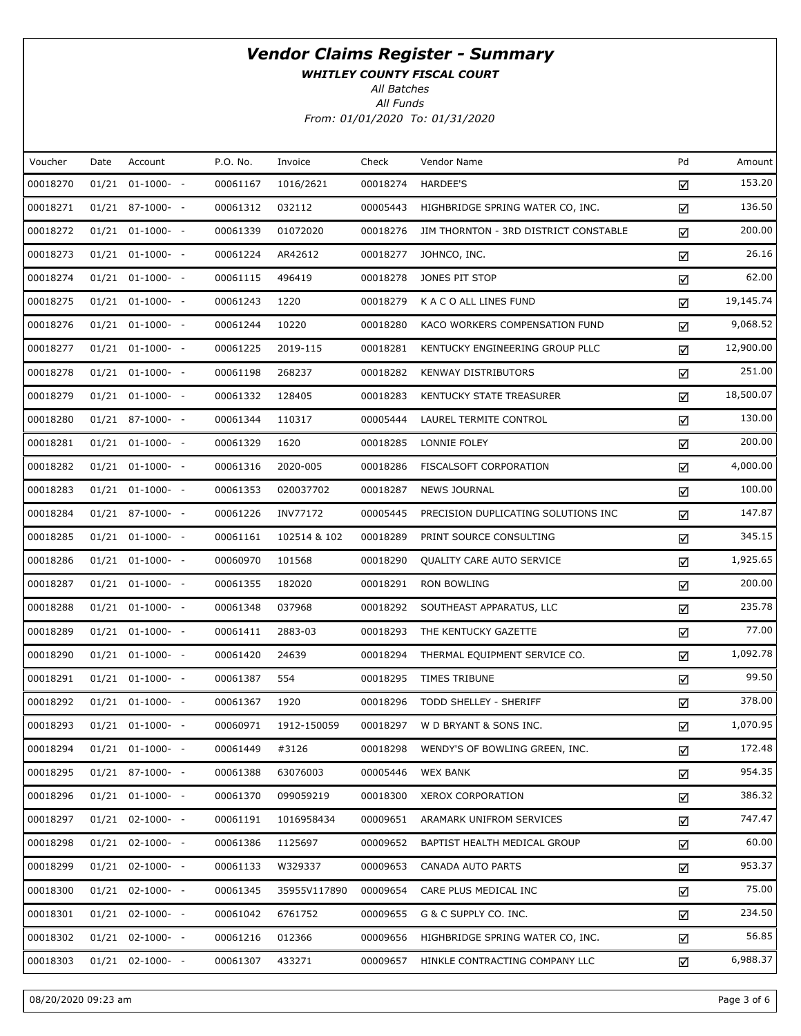# *Vendor Claims Register - Summary*

***WHITLEY COUNTY FISCAL COURT***

*All Batches*

*All Funds*

*From: 01/01/2020 To: 01/31/2020*

| Voucher | Date | Account | P.O. No. | Invoice | Check | Vendor Name | Pd | Amount |
|---|---|---|---|---|---|---|---|---|
| 00018270 | 01/21 | 01-1000- - | 00061167 | 1016/2621 | 00018274 | HARDEE'S | ☑ | 153.20 |
| 00018271 | 01/21 | 87-1000- - | 00061312 | 032112 | 00005443 | HIGHBRIDGE SPRING WATER CO, INC. | ☑ | 136.50 |
| 00018272 | 01/21 | 01-1000- - | 00061339 | 01072020 | 00018276 | JIM THORNTON - 3RD DISTRICT CONSTABLE | ☑ | 200.00 |
| 00018273 | 01/21 | 01-1000- - | 00061224 | AR42612 | 00018277 | JOHNCO, INC. | ☑ | 26.16 |
| 00018274 | 01/21 | 01-1000- - | 00061115 | 496419 | 00018278 | JONES PIT STOP | ☑ | 62.00 |
| 00018275 | 01/21 | 01-1000- - | 00061243 | 1220 | 00018279 | K A C O ALL LINES FUND | ☑ | 19,145.74 |
| 00018276 | 01/21 | 01-1000- - | 00061244 | 10220 | 00018280 | KACO WORKERS COMPENSATION FUND | ☑ | 9,068.52 |
| 00018277 | 01/21 | 01-1000- - | 00061225 | 2019-115 | 00018281 | KENTUCKY ENGINEERING GROUP PLLC | ☑ | 12,900.00 |
| 00018278 | 01/21 | 01-1000- - | 00061198 | 268237 | 00018282 | KENWAY DISTRIBUTORS | ☑ | 251.00 |
| 00018279 | 01/21 | 01-1000- - | 00061332 | 128405 | 00018283 | KENTUCKY STATE TREASURER | ☑ | 18,500.07 |
| 00018280 | 01/21 | 87-1000- - | 00061344 | 110317 | 00005444 | LAUREL TERMITE CONTROL | ☑ | 130.00 |
| 00018281 | 01/21 | 01-1000- - | 00061329 | 1620 | 00018285 | LONNIE FOLEY | ☑ | 200.00 |
| 00018282 | 01/21 | 01-1000- - | 00061316 | 2020-005 | 00018286 | FISCALSOFT CORPORATION | ☑ | 4,000.00 |
| 00018283 | 01/21 | 01-1000- - | 00061353 | 020037702 | 00018287 | NEWS JOURNAL | ☑ | 100.00 |
| 00018284 | 01/21 | 87-1000- - | 00061226 | INV77172 | 00005445 | PRECISION DUPLICATING SOLUTIONS INC | ☑ | 147.87 |
| 00018285 | 01/21 | 01-1000- - | 00061161 | 102514 & 102 | 00018289 | PRINT SOURCE CONSULTING | ☑ | 345.15 |
| 00018286 | 01/21 | 01-1000- - | 00060970 | 101568 | 00018290 | QUALITY CARE AUTO SERVICE | ☑ | 1,925.65 |
| 00018287 | 01/21 | 01-1000- - | 00061355 | 182020 | 00018291 | RON BOWLING | ☑ | 200.00 |
| 00018288 | 01/21 | 01-1000- - | 00061348 | 037968 | 00018292 | SOUTHEAST APPARATUS, LLC | ☑ | 235.78 |
| 00018289 | 01/21 | 01-1000- - | 00061411 | 2883-03 | 00018293 | THE KENTUCKY GAZETTE | ☑ | 77.00 |
| 00018290 | 01/21 | 01-1000- - | 00061420 | 24639 | 00018294 | THERMAL EQUIPMENT SERVICE CO. | ☑ | 1,092.78 |
| 00018291 | 01/21 | 01-1000- - | 00061387 | 554 | 00018295 | TIMES TRIBUNE | ☑ | 99.50 |
| 00018292 | 01/21 | 01-1000- - | 00061367 | 1920 | 00018296 | TODD SHELLEY - SHERIFF | ☑ | 378.00 |
| 00018293 | 01/21 | 01-1000- - | 00060971 | 1912-150059 | 00018297 | W D BRYANT & SONS INC. | ☑ | 1,070.95 |
| 00018294 | 01/21 | 01-1000- - | 00061449 | #3126 | 00018298 | WENDY'S OF BOWLING GREEN, INC. | ☑ | 172.48 |
| 00018295 | 01/21 | 87-1000- - | 00061388 | 63076003 | 00005446 | WEX BANK | ☑ | 954.35 |
| 00018296 | 01/21 | 01-1000- - | 00061370 | 099059219 | 00018300 | XEROX CORPORATION | ☑ | 386.32 |
| 00018297 | 01/21 | 02-1000- - | 00061191 | 1016958434 | 00009651 | ARAMARK UNIFROM SERVICES | ☑ | 747.47 |
| 00018298 | 01/21 | 02-1000- - | 00061386 | 1125697 | 00009652 | BAPTIST HEALTH MEDICAL GROUP | ☑ | 60.00 |
| 00018299 | 01/21 | 02-1000- - | 00061133 | W329337 | 00009653 | CANADA AUTO PARTS | ☑ | 953.37 |
| 00018300 | 01/21 | 02-1000- - | 00061345 | 35955V117890 | 00009654 | CARE PLUS MEDICAL INC | ☑ | 75.00 |
| 00018301 | 01/21 | 02-1000- - | 00061042 | 6761752 | 00009655 | G & C SUPPLY CO. INC. | ☑ | 234.50 |
| 00018302 | 01/21 | 02-1000- - | 00061216 | 012366 | 00009656 | HIGHBRIDGE SPRING WATER CO, INC. | ☑ | 56.85 |
| 00018303 | 01/21 | 02-1000- - | 00061307 | 433271 | 00009657 | HINKLE CONTRACTING COMPANY LLC | ☑ | 6,988.37 |

08/20/2020 09:23 am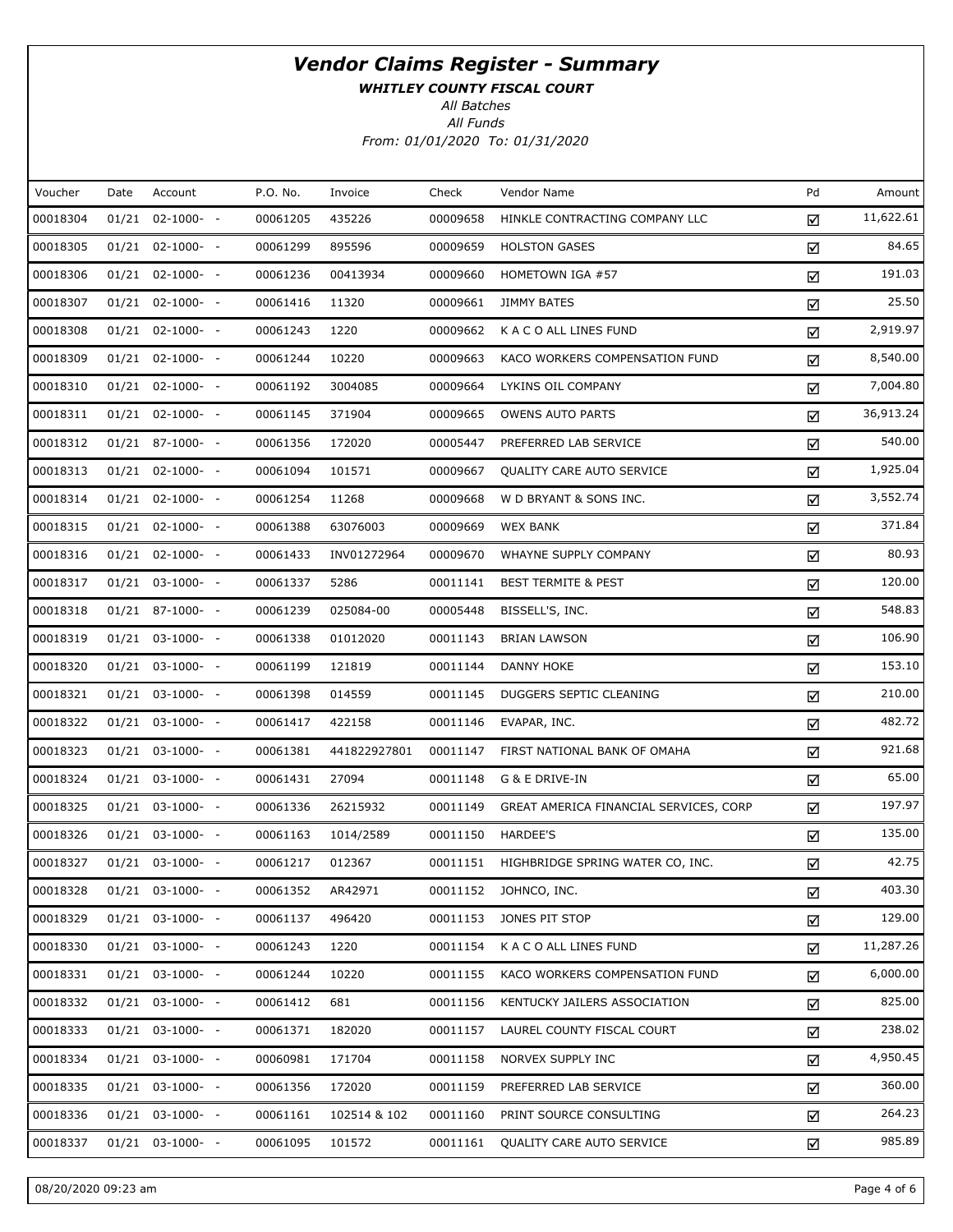# *Vendor Claims Register - Summary*

***WHITLEY COUNTY FISCAL COURT***

*All Batches*

*All Funds*

*From: 01/01/2020 To: 01/31/2020*

| Voucher | Date | Account | P.O. No. | Invoice | Check | Vendor Name | Pd | Amount |
|---|---|---|---|---|---|---|---|---|
| 00018304 | 01/21 | 02-1000- - | 00061205 | 435226 | 00009658 | HINKLE CONTRACTING COMPANY LLC | ☑ | 11,622.61 |
| 00018305 | 01/21 | 02-1000- - | 00061299 | 895596 | 00009659 | HOLSTON GASES | ☑ | 84.65 |
| 00018306 | 01/21 | 02-1000- - | 00061236 | 00413934 | 00009660 | HOMETOWN IGA #57 | ☑ | 191.03 |
| 00018307 | 01/21 | 02-1000- - | 00061416 | 11320 | 00009661 | JIMMY BATES | ☑ | 25.50 |
| 00018308 | 01/21 | 02-1000- - | 00061243 | 1220 | 00009662 | K A C O ALL LINES FUND | ☑ | 2,919.97 |
| 00018309 | 01/21 | 02-1000- - | 00061244 | 10220 | 00009663 | KACO WORKERS COMPENSATION FUND | ☑ | 8,540.00 |
| 00018310 | 01/21 | 02-1000- - | 00061192 | 3004085 | 00009664 | LYKINS OIL COMPANY | ☑ | 7,004.80 |
| 00018311 | 01/21 | 02-1000- - | 00061145 | 371904 | 00009665 | OWENS AUTO PARTS | ☑ | 36,913.24 |
| 00018312 | 01/21 | 87-1000- - | 00061356 | 172020 | 00005447 | PREFERRED LAB SERVICE | ☑ | 540.00 |
| 00018313 | 01/21 | 02-1000- - | 00061094 | 101571 | 00009667 | QUALITY CARE AUTO SERVICE | ☑ | 1,925.04 |
| 00018314 | 01/21 | 02-1000- - | 00061254 | 11268 | 00009668 | W D BRYANT & SONS INC. | ☑ | 3,552.74 |
| 00018315 | 01/21 | 02-1000- - | 00061388 | 63076003 | 00009669 | WEX BANK | ☑ | 371.84 |
| 00018316 | 01/21 | 02-1000- - | 00061433 | INV01272964 | 00009670 | WHAYNE SUPPLY COMPANY | ☑ | 80.93 |
| 00018317 | 01/21 | 03-1000- - | 00061337 | 5286 | 00011141 | BEST TERMITE & PEST | ☑ | 120.00 |
| 00018318 | 01/21 | 87-1000- - | 00061239 | 025084-00 | 00005448 | BISSELL'S, INC. | ☑ | 548.83 |
| 00018319 | 01/21 | 03-1000- - | 00061338 | 01012020 | 00011143 | BRIAN LAWSON | ☑ | 106.90 |
| 00018320 | 01/21 | 03-1000- - | 00061199 | 121819 | 00011144 | DANNY HOKE | ☑ | 153.10 |
| 00018321 | 01/21 | 03-1000- - | 00061398 | 014559 | 00011145 | DUGGERS SEPTIC CLEANING | ☑ | 210.00 |
| 00018322 | 01/21 | 03-1000- - | 00061417 | 422158 | 00011146 | EVAPAR, INC. | ☑ | 482.72 |
| 00018323 | 01/21 | 03-1000- - | 00061381 | 441822927801 | 00011147 | FIRST NATIONAL BANK OF OMAHA | ☑ | 921.68 |
| 00018324 | 01/21 | 03-1000- - | 00061431 | 27094 | 00011148 | G & E DRIVE-IN | ☑ | 65.00 |
| 00018325 | 01/21 | 03-1000- - | 00061336 | 26215932 | 00011149 | GREAT AMERICA FINANCIAL SERVICES, CORP | ☑ | 197.97 |
| 00018326 | 01/21 | 03-1000- - | 00061163 | 1014/2589 | 00011150 | HARDEE'S | ☑ | 135.00 |
| 00018327 | 01/21 | 03-1000- - | 00061217 | 012367 | 00011151 | HIGHBRIDGE SPRING WATER CO, INC. | ☑ | 42.75 |
| 00018328 | 01/21 | 03-1000- - | 00061352 | AR42971 | 00011152 | JOHNCO, INC. | ☑ | 403.30 |
| 00018329 | 01/21 | 03-1000- - | 00061137 | 496420 | 00011153 | JONES PIT STOP | ☑ | 129.00 |
| 00018330 | 01/21 | 03-1000- - | 00061243 | 1220 | 00011154 | K A C O ALL LINES FUND | ☑ | 11,287.26 |
| 00018331 | 01/21 | 03-1000- - | 00061244 | 10220 | 00011155 | KACO WORKERS COMPENSATION FUND | ☑ | 6,000.00 |
| 00018332 | 01/21 | 03-1000- - | 00061412 | 681 | 00011156 | KENTUCKY JAILERS ASSOCIATION | ☑ | 825.00 |
| 00018333 | 01/21 | 03-1000- - | 00061371 | 182020 | 00011157 | LAUREL COUNTY FISCAL COURT | ☑ | 238.02 |
| 00018334 | 01/21 | 03-1000- - | 00060981 | 171704 | 00011158 | NORVEX SUPPLY INC | ☑ | 4,950.45 |
| 00018335 | 01/21 | 03-1000- - | 00061356 | 172020 | 00011159 | PREFERRED LAB SERVICE | ☑ | 360.00 |
| 00018336 | 01/21 | 03-1000- - | 00061161 | 102514 & 102 | 00011160 | PRINT SOURCE CONSULTING | ☑ | 264.23 |
| 00018337 | 01/21 | 03-1000- - | 00061095 | 101572 | 00011161 | QUALITY CARE AUTO SERVICE | ☑ | 985.89 |

08/20/2020 09:23 am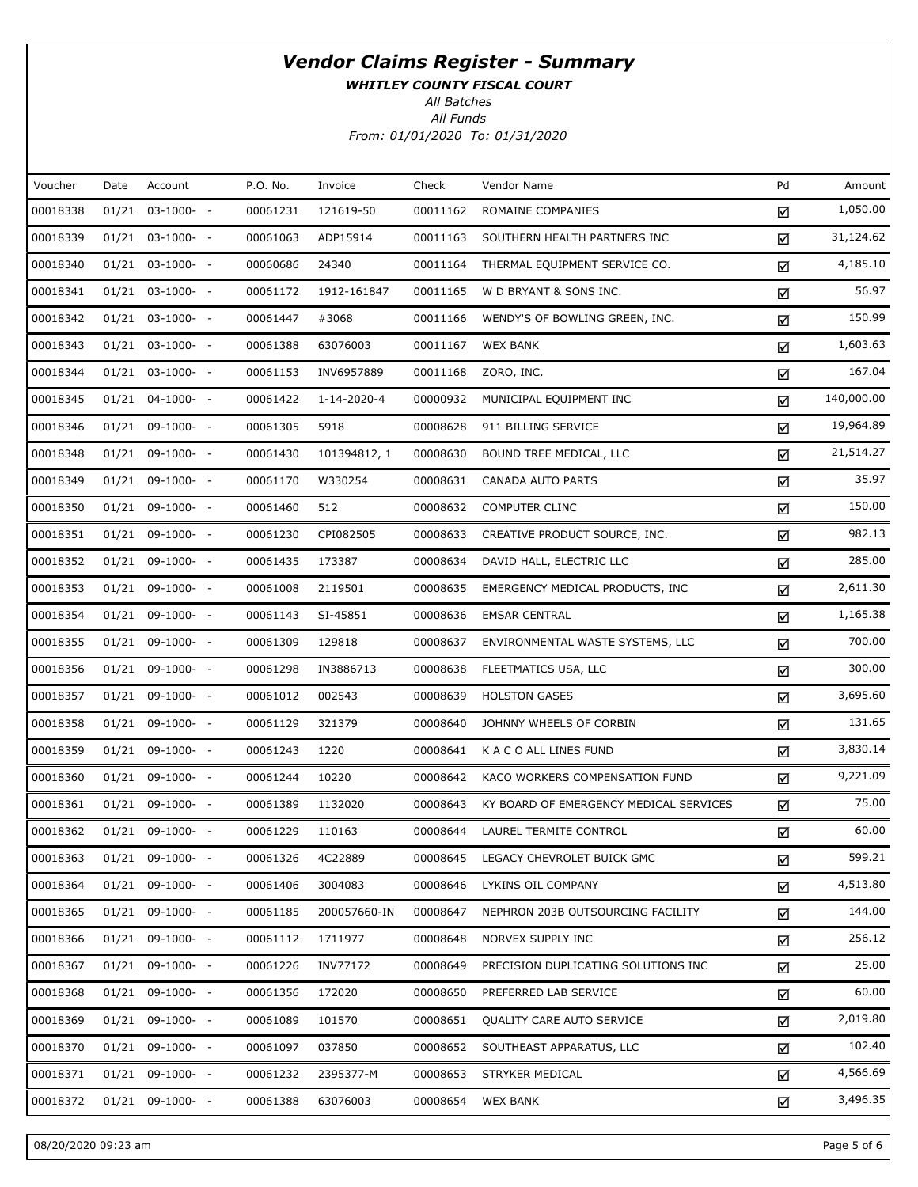# Vendor Claims Register - Summary

***WHITLEY COUNTY FISCAL COURT***

*All Batches*

*All Funds*

*From: 01/01/2020 To: 01/31/2020*

| Voucher | Date | Account | P.O. No. | Invoice | Check | Vendor Name | Pd | Amount |
|---|---|---|---|---|---|---|---|---|
| 00018338 | 01/21 | 03-1000- - | 00061231 | 121619-50 | 00011162 | ROMAINE COMPANIES | ☑ | 1,050.00 |
| 00018339 | 01/21 | 03-1000- - | 00061063 | ADP15914 | 00011163 | SOUTHERN HEALTH PARTNERS INC | ☑ | 31,124.62 |
| 00018340 | 01/21 | 03-1000- - | 00060686 | 24340 | 00011164 | THERMAL EQUIPMENT SERVICE CO. | ☑ | 4,185.10 |
| 00018341 | 01/21 | 03-1000- - | 00061172 | 1912-161847 | 00011165 | W D BRYANT & SONS INC. | ☑ | 56.97 |
| 00018342 | 01/21 | 03-1000- - | 00061447 | #3068 | 00011166 | WENDY'S OF BOWLING GREEN, INC. | ☑ | 150.99 |
| 00018343 | 01/21 | 03-1000- - | 00061388 | 63076003 | 00011167 | WEX BANK | ☑ | 1,603.63 |
| 00018344 | 01/21 | 03-1000- - | 00061153 | INV6957889 | 00011168 | ZORO, INC. | ☑ | 167.04 |
| 00018345 | 01/21 | 04-1000- - | 00061422 | 1-14-2020-4 | 00000932 | MUNICIPAL EQUIPMENT INC | ☑ | 140,000.00 |
| 00018346 | 01/21 | 09-1000- - | 00061305 | 5918 | 00008628 | 911 BILLING SERVICE | ☑ | 19,964.89 |
| 00018348 | 01/21 | 09-1000- - | 00061430 | 101394812, 1 | 00008630 | BOUND TREE MEDICAL, LLC | ☑ | 21,514.27 |
| 00018349 | 01/21 | 09-1000- - | 00061170 | W330254 | 00008631 | CANADA AUTO PARTS | ☑ | 35.97 |
| 00018350 | 01/21 | 09-1000- - | 00061460 | 512 | 00008632 | COMPUTER CLINC | ☑ | 150.00 |
| 00018351 | 01/21 | 09-1000- - | 00061230 | CPI082505 | 00008633 | CREATIVE PRODUCT SOURCE, INC. | ☑ | 982.13 |
| 00018352 | 01/21 | 09-1000- - | 00061435 | 173387 | 00008634 | DAVID HALL, ELECTRIC LLC | ☑ | 285.00 |
| 00018353 | 01/21 | 09-1000- - | 00061008 | 2119501 | 00008635 | EMERGENCY MEDICAL PRODUCTS, INC | ☑ | 2,611.30 |
| 00018354 | 01/21 | 09-1000- - | 00061143 | SI-45851 | 00008636 | EMSAR CENTRAL | ☑ | 1,165.38 |
| 00018355 | 01/21 | 09-1000- - | 00061309 | 129818 | 00008637 | ENVIRONMENTAL WASTE SYSTEMS, LLC | ☑ | 700.00 |
| 00018356 | 01/21 | 09-1000- - | 00061298 | IN3886713 | 00008638 | FLEETMATICS USA, LLC | ☑ | 300.00 |
| 00018357 | 01/21 | 09-1000- - | 00061012 | 002543 | 00008639 | HOLSTON GASES | ☑ | 3,695.60 |
| 00018358 | 01/21 | 09-1000- - | 00061129 | 321379 | 00008640 | JOHNNY WHEELS OF CORBIN | ☑ | 131.65 |
| 00018359 | 01/21 | 09-1000- - | 00061243 | 1220 | 00008641 | K A C O ALL LINES FUND | ☑ | 3,830.14 |
| 00018360 | 01/21 | 09-1000- - | 00061244 | 10220 | 00008642 | KACO WORKERS COMPENSATION FUND | ☑ | 9,221.09 |
| 00018361 | 01/21 | 09-1000- - | 00061389 | 1132020 | 00008643 | KY BOARD OF EMERGENCY MEDICAL SERVICES | ☑ | 75.00 |
| 00018362 | 01/21 | 09-1000- - | 00061229 | 110163 | 00008644 | LAUREL TERMITE CONTROL | ☑ | 60.00 |
| 00018363 | 01/21 | 09-1000- - | 00061326 | 4C22889 | 00008645 | LEGACY CHEVROLET BUICK GMC | ☑ | 599.21 |
| 00018364 | 01/21 | 09-1000- - | 00061406 | 3004083 | 00008646 | LYKINS OIL COMPANY | ☑ | 4,513.80 |
| 00018365 | 01/21 | 09-1000- - | 00061185 | 200057660-IN | 00008647 | NEPHRON 203B OUTSOURCING FACILITY | ☑ | 144.00 |
| 00018366 | 01/21 | 09-1000- - | 00061112 | 1711977 | 00008648 | NORVEX SUPPLY INC | ☑ | 256.12 |
| 00018367 | 01/21 | 09-1000- - | 00061226 | INV77172 | 00008649 | PRECISION DUPLICATING SOLUTIONS INC | ☑ | 25.00 |
| 00018368 | 01/21 | 09-1000- - | 00061356 | 172020 | 00008650 | PREFERRED LAB SERVICE | ☑ | 60.00 |
| 00018369 | 01/21 | 09-1000- - | 00061089 | 101570 | 00008651 | QUALITY CARE AUTO SERVICE | ☑ | 2,019.80 |
| 00018370 | 01/21 | 09-1000- - | 00061097 | 037850 | 00008652 | SOUTHEAST APPARATUS, LLC | ☑ | 102.40 |
| 00018371 | 01/21 | 09-1000- - | 00061232 | 2395377-M | 00008653 | STRYKER MEDICAL | ☑ | 4,566.69 |
| 00018372 | 01/21 | 09-1000- - | 00061388 | 63076003 | 00008654 | WEX BANK | ☑ | 3,496.35 |

08/20/2020 09:23 am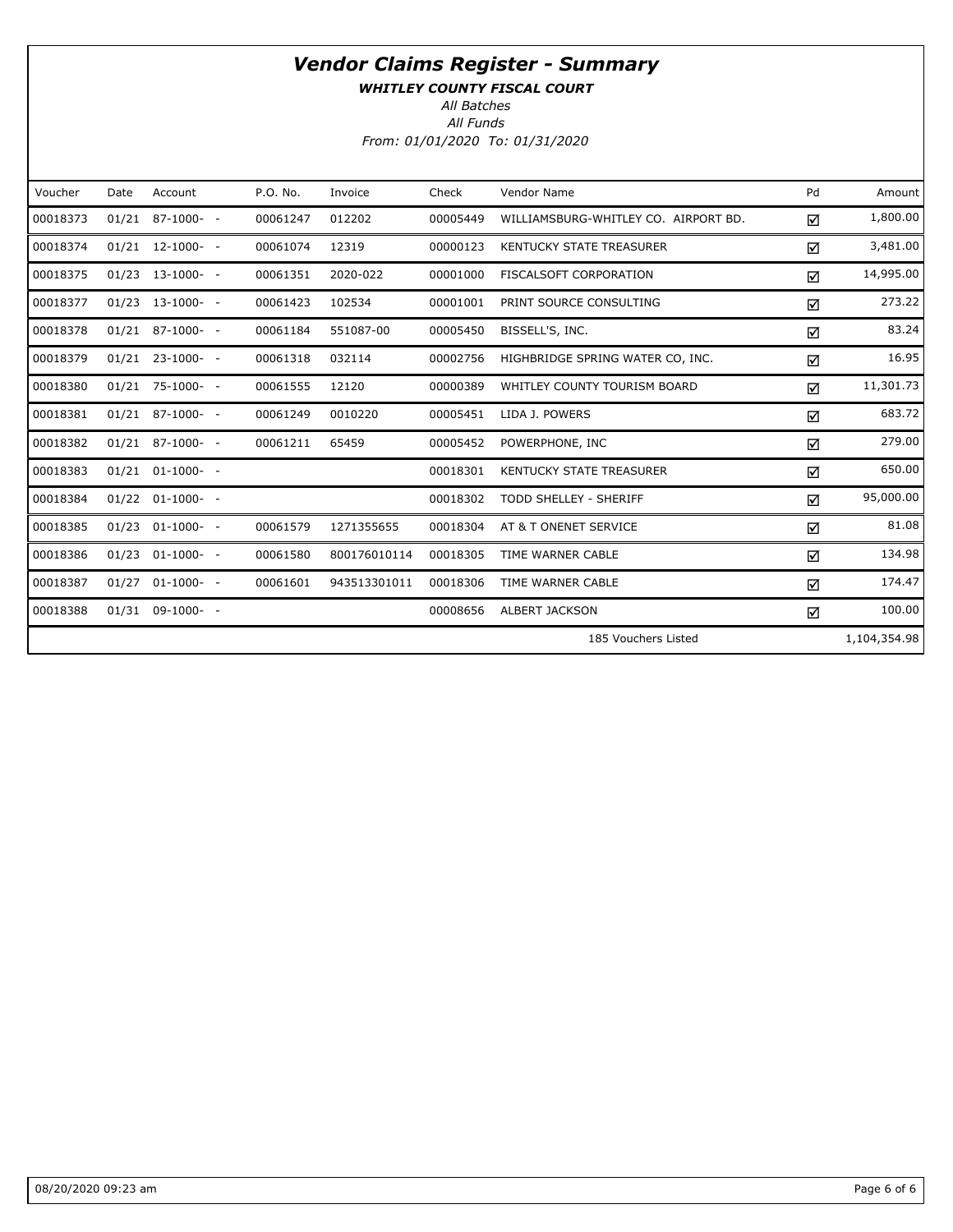# *Vendor Claims Register - Summary*

***WHITLEY COUNTY FISCAL COURT***

*All Batches*

*All Funds*

*From: 01/01/2020 To: 01/31/2020*

| Voucher | Date | Account | P.O. No. | Invoice | Check | Vendor Name | Pd | Amount |
|---|---|---|---|---|---|---|---|---|
| 00018373 | 01/21 | 87-1000- - | 00061247 | 012202 | 00005449 | WILLIAMSBURG-WHITLEY CO. AIRPORT BD. | ☑ | 1,800.00 |
| 00018374 | 01/21 | 12-1000- - | 00061074 | 12319 | 00000123 | KENTUCKY STATE TREASURER | ☑ | 3,481.00 |
| 00018375 | 01/23 | 13-1000- - | 00061351 | 2020-022 | 00001000 | FISCALSOFT CORPORATION | ☑ | 14,995.00 |
| 00018377 | 01/23 | 13-1000- - | 00061423 | 102534 | 00001001 | PRINT SOURCE CONSULTING | ☑ | 273.22 |
| 00018378 | 01/21 | 87-1000- - | 00061184 | 551087-00 | 00005450 | BISSELL'S, INC. | ☑ | 83.24 |
| 00018379 | 01/21 | 23-1000- - | 00061318 | 032114 | 00002756 | HIGHBRIDGE SPRING WATER CO, INC. | ☑ | 16.95 |
| 00018380 | 01/21 | 75-1000- - | 00061555 | 12120 | 00000389 | WHITLEY COUNTY TOURISM BOARD | ☑ | 11,301.73 |
| 00018381 | 01/21 | 87-1000- - | 00061249 | 0010220 | 00005451 | LIDA J. POWERS | ☑ | 683.72 |
| 00018382 | 01/21 | 87-1000- - | 00061211 | 65459 | 00005452 | POWERPHONE, INC | ☑ | 279.00 |
| 00018383 | 01/21 | 01-1000- - | | | 00018301 | KENTUCKY STATE TREASURER | ☑ | 650.00 |
| 00018384 | 01/22 | 01-1000- - | | | 00018302 | TODD SHELLEY - SHERIFF | ☑ | 95,000.00 |
| 00018385 | 01/23 | 01-1000- - | 00061579 | 1271355655 | 00018304 | AT & T ONENET SERVICE | ☑ | 81.08 |
| 00018386 | 01/23 | 01-1000- - | 00061580 | 800176010114 | 00018305 | TIME WARNER CABLE | ☑ | 134.98 |
| 00018387 | 01/27 | 01-1000- - | 00061601 | 943513301011 | 00018306 | TIME WARNER CABLE | ☑ | 174.47 |
| 00018388 | 01/31 | 09-1000- - | | | 00008656 | ALBERT JACKSON | ☑ | 100.00 |
| | | | | | | 185 Vouchers Listed | | 1,104,354.98 |

08/20/2020 09:23 am